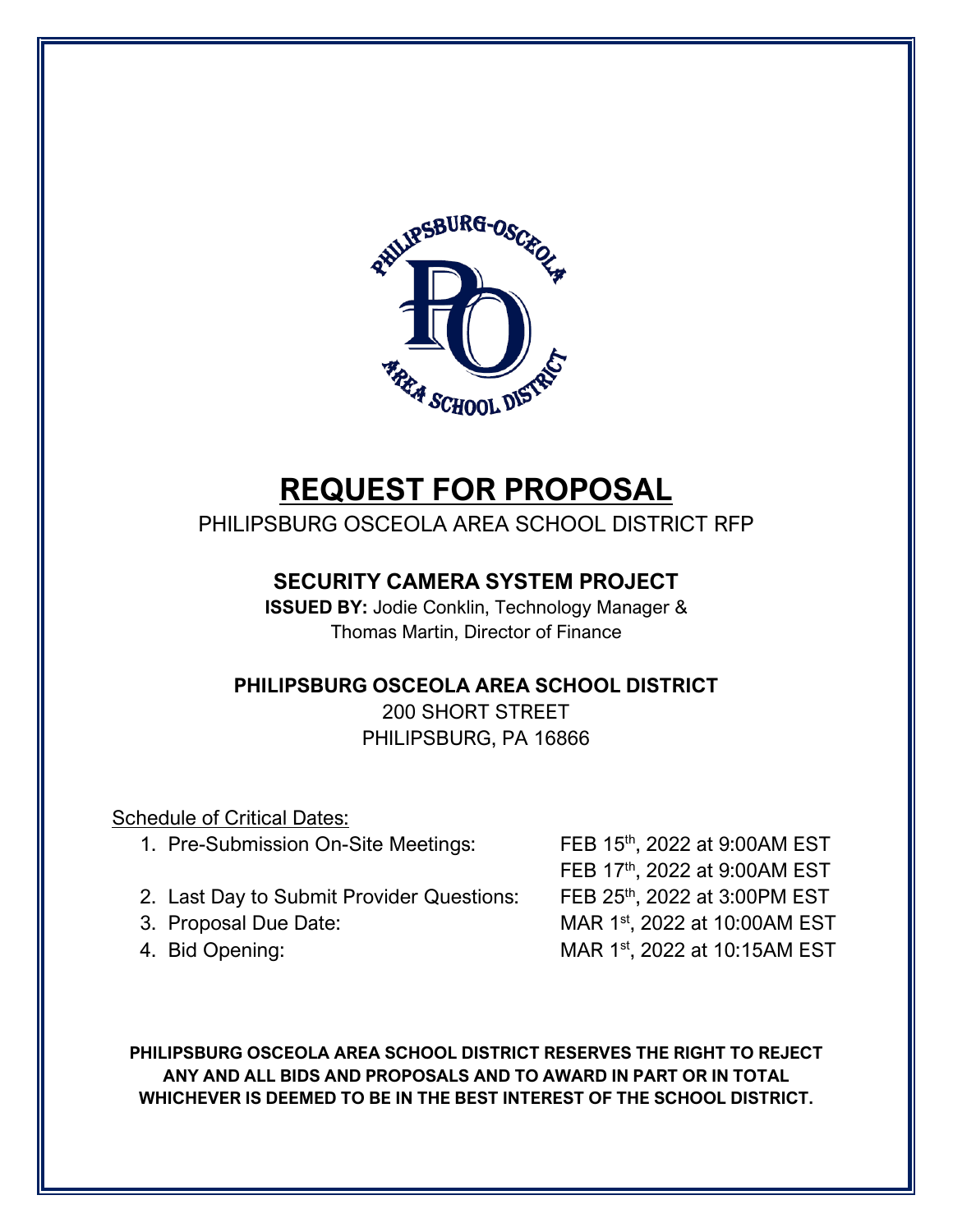# REQUEST FOR PROPOSAL

PHILIPSBURG OSCEOLA AREA SCHOOL DISTRICT RFP

## SECURITY CAMERA SYSTEM PROJECT

**ISSUED BY:** Jodie Conklin, Technology Manager &
Thomas Martin, Director of Finance

## PHILIPSBURG OSCEOLA AREA SCHOOL DISTRICT

200 SHORT STREET
PHILIPSBURG, PA 16866

Schedule of Critical Dates:

1. Pre-Submission On-Site Meetings: FEB 15th, 2022 at 9:00AM EST
   FEB 17th, 2022 at 9:00AM EST
2. Last Day to Submit Provider Questions: FEB 25th, 2022 at 3:00PM EST
3. Proposal Due Date: MAR 1st, 2022 at 10:00AM EST
4. Bid Opening: MAR 1st, 2022 at 10:15AM EST

**PHILIPSBURG OSCEOLA AREA SCHOOL DISTRICT RESERVES THE RIGHT TO REJECT ANY AND ALL BIDS AND PROPOSALS AND TO AWARD IN PART OR IN TOTAL WHICHEVER IS DEEMED TO BE IN THE BEST INTEREST OF THE SCHOOL DISTRICT.**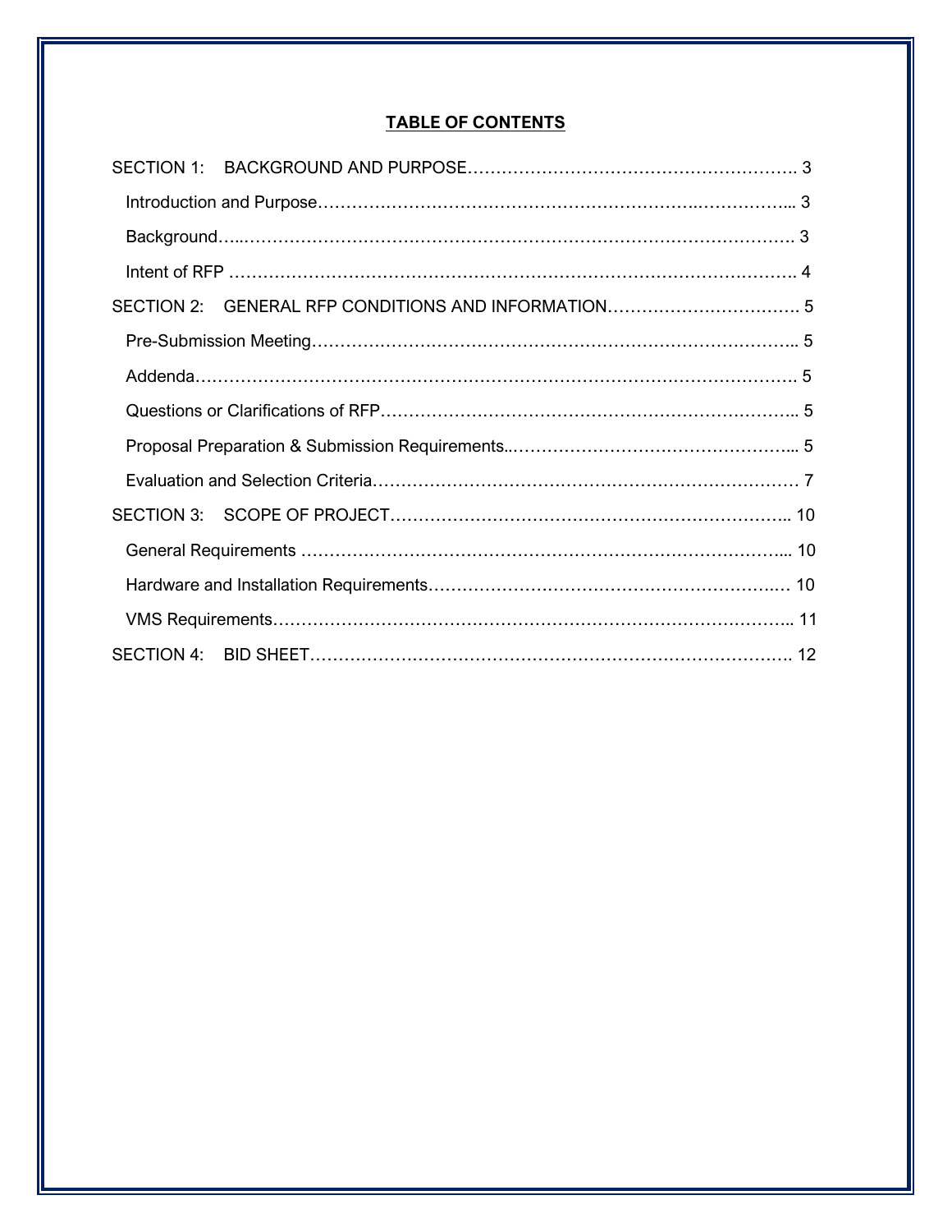## TABLE OF CONTENTS

SECTION 1: BACKGROUND AND PURPOSE………………………………………………… 3

Introduction and Purpose……………………………………………………………………... 3

Background…..………………………………………………………………………………. 3

Intent of RFP ………………………………………………………………………………. 4

SECTION 2: GENERAL RFP CONDITIONS AND INFORMATION……………………………. 5

Pre-Submission Meeting…………………………………………………………………….. 5

Addenda……………………………………………………………………………………. 5

Questions or Clarifications of RFP………………………………………………………….. 5

Proposal Preparation & Submission Requirements..…………………………………………... 5

Evaluation and Selection Criteria…………………………………………………………… 7

SECTION 3: SCOPE OF PROJECT…………………………………………………………….. 10

General Requirements ……………………………………………………………………... 10

Hardware and Installation Requirements……………………………………………………… 10

VMS Requirements……………………………………………………………………….. 11

SECTION 4: BID SHEET…………………………………………………………………. 12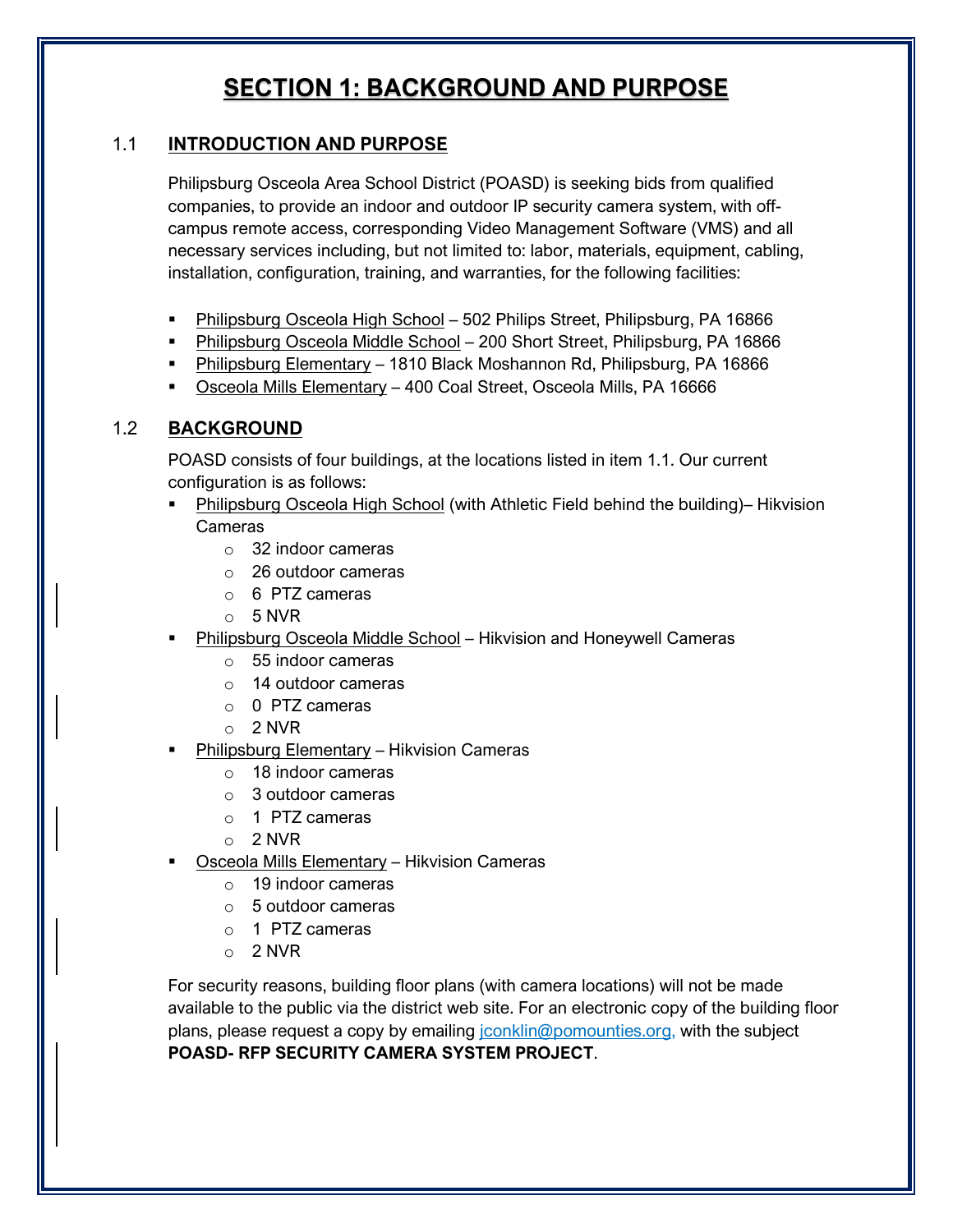# SECTION 1: BACKGROUND AND PURPOSE

## 1.1 INTRODUCTION AND PURPOSE

Philipsburg Osceola Area School District (POASD) is seeking bids from qualified companies, to provide an indoor and outdoor IP security camera system, with off-campus remote access, corresponding Video Management Software (VMS) and all necessary services including, but not limited to: labor, materials, equipment, cabling, installation, configuration, training, and warranties, for the following facilities:

- Philipsburg Osceola High School – 502 Philips Street, Philipsburg, PA 16866
- Philipsburg Osceola Middle School – 200 Short Street, Philipsburg, PA 16866
- Philipsburg Elementary – 1810 Black Moshannon Rd, Philipsburg, PA 16866
- Osceola Mills Elementary – 400 Coal Street, Osceola Mills, PA 16666

## 1.2 BACKGROUND

POASD consists of four buildings, at the locations listed in item 1.1. Our current configuration is as follows:

- Philipsburg Osceola High School (with Athletic Field behind the building)– Hikvision Cameras
  - 32 indoor cameras
  - 26 outdoor cameras
  - 6 PTZ cameras
  - 5 NVR
- Philipsburg Osceola Middle School – Hikvision and Honeywell Cameras
  - 55 indoor cameras
  - 14 outdoor cameras
  - 0 PTZ cameras
  - 2 NVR
- Philipsburg Elementary – Hikvision Cameras
  - 18 indoor cameras
  - 3 outdoor cameras
  - 1 PTZ cameras
  - 2 NVR
- Osceola Mills Elementary – Hikvision Cameras
  - 19 indoor cameras
  - 5 outdoor cameras
  - 1 PTZ cameras
  - 2 NVR

For security reasons, building floor plans (with camera locations) will not be made available to the public via the district web site. For an electronic copy of the building floor plans, please request a copy by emailing jconklin@pomounties.org, with the subject **POASD- RFP SECURITY CAMERA SYSTEM PROJECT**.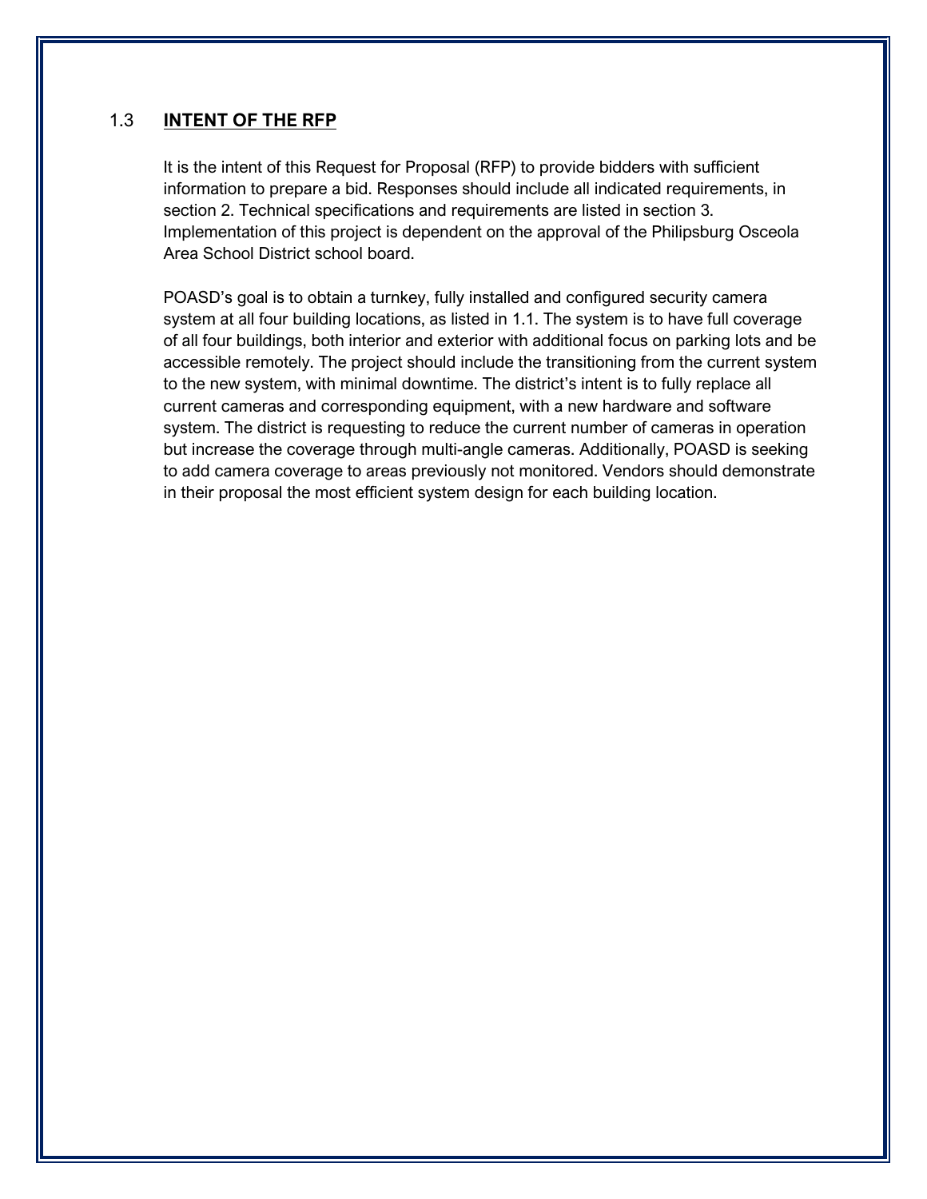## 1.3 INTENT OF THE RFP

It is the intent of this Request for Proposal (RFP) to provide bidders with sufficient information to prepare a bid. Responses should include all indicated requirements, in section 2. Technical specifications and requirements are listed in section 3. Implementation of this project is dependent on the approval of the Philipsburg Osceola Area School District school board.

POASD's goal is to obtain a turnkey, fully installed and configured security camera system at all four building locations, as listed in 1.1. The system is to have full coverage of all four buildings, both interior and exterior with additional focus on parking lots and be accessible remotely. The project should include the transitioning from the current system to the new system, with minimal downtime. The district's intent is to fully replace all current cameras and corresponding equipment, with a new hardware and software system. The district is requesting to reduce the current number of cameras in operation but increase the coverage through multi-angle cameras. Additionally, POASD is seeking to add camera coverage to areas previously not monitored. Vendors should demonstrate in their proposal the most efficient system design for each building location.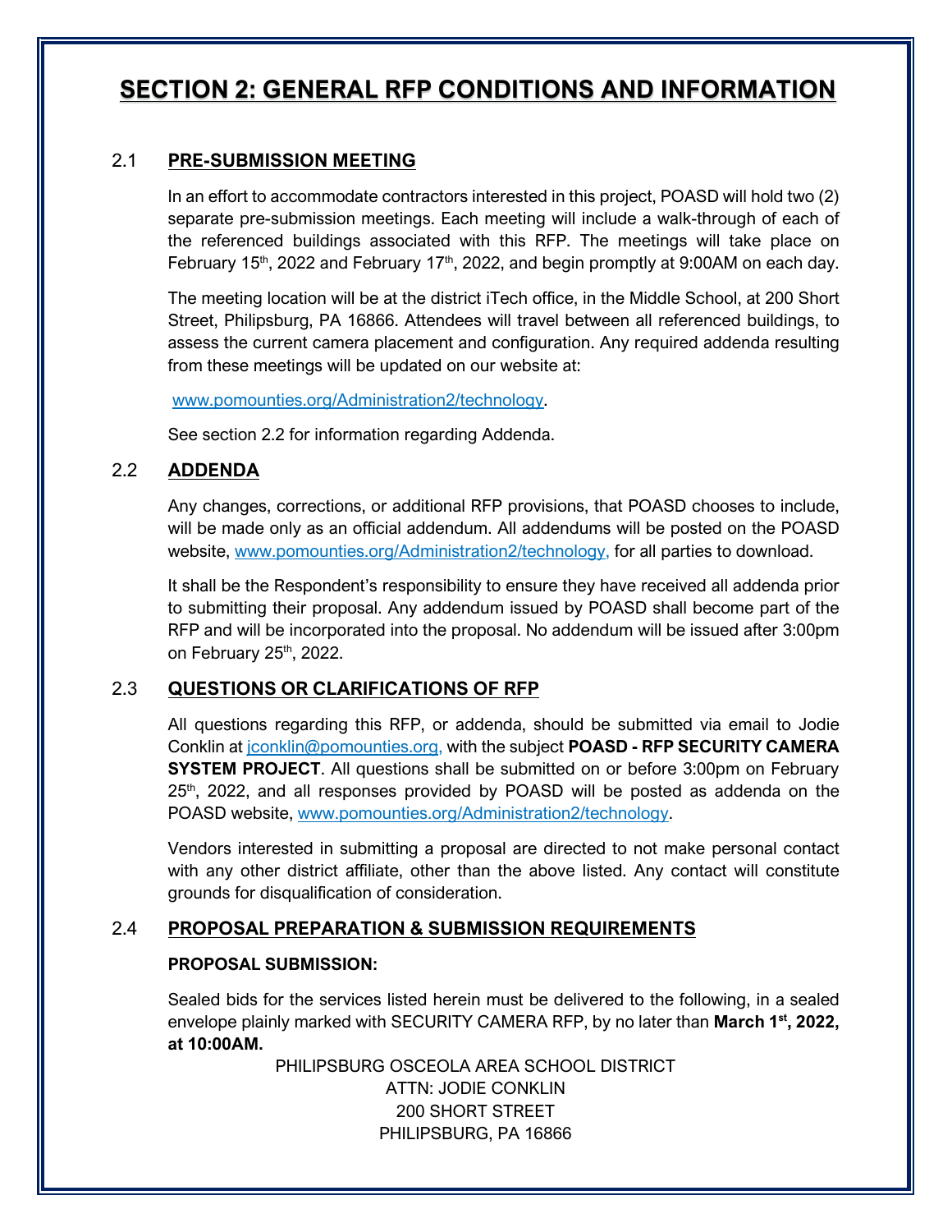# SECTION 2: GENERAL RFP CONDITIONS AND INFORMATION

## 2.1 PRE-SUBMISSION MEETING

In an effort to accommodate contractors interested in this project, POASD will hold two (2) separate pre-submission meetings. Each meeting will include a walk-through of each of the referenced buildings associated with this RFP. The meetings will take place on February 15th, 2022 and February 17th, 2022, and begin promptly at 9:00AM on each day.

The meeting location will be at the district iTech office, in the Middle School, at 200 Short Street, Philipsburg, PA 16866. Attendees will travel between all referenced buildings, to assess the current camera placement and configuration. Any required addenda resulting from these meetings will be updated on our website at:

www.pomounties.org/Administration2/technology.

See section 2.2 for information regarding Addenda.

## 2.2 ADDENDA

Any changes, corrections, or additional RFP provisions, that POASD chooses to include, will be made only as an official addendum. All addendums will be posted on the POASD website, www.pomounties.org/Administration2/technology, for all parties to download.

It shall be the Respondent's responsibility to ensure they have received all addenda prior to submitting their proposal. Any addendum issued by POASD shall become part of the RFP and will be incorporated into the proposal. No addendum will be issued after 3:00pm on February 25th, 2022.

## 2.3 QUESTIONS OR CLARIFICATIONS OF RFP

All questions regarding this RFP, or addenda, should be submitted via email to Jodie Conklin at jconklin@pomounties.org, with the subject **POASD - RFP SECURITY CAMERA SYSTEM PROJECT**. All questions shall be submitted on or before 3:00pm on February 25th, 2022, and all responses provided by POASD will be posted as addenda on the POASD website, www.pomounties.org/Administration2/technology.

Vendors interested in submitting a proposal are directed to not make personal contact with any other district affiliate, other than the above listed. Any contact will constitute grounds for disqualification of consideration.

## 2.4 PROPOSAL PREPARATION & SUBMISSION REQUIREMENTS

**PROPOSAL SUBMISSION:**

Sealed bids for the services listed herein must be delivered to the following, in a sealed envelope plainly marked with SECURITY CAMERA RFP, by no later than **March 1st, 2022, at 10:00AM.**

PHILIPSBURG OSCEOLA AREA SCHOOL DISTRICT
ATTN: JODIE CONKLIN
200 SHORT STREET
PHILIPSBURG, PA 16866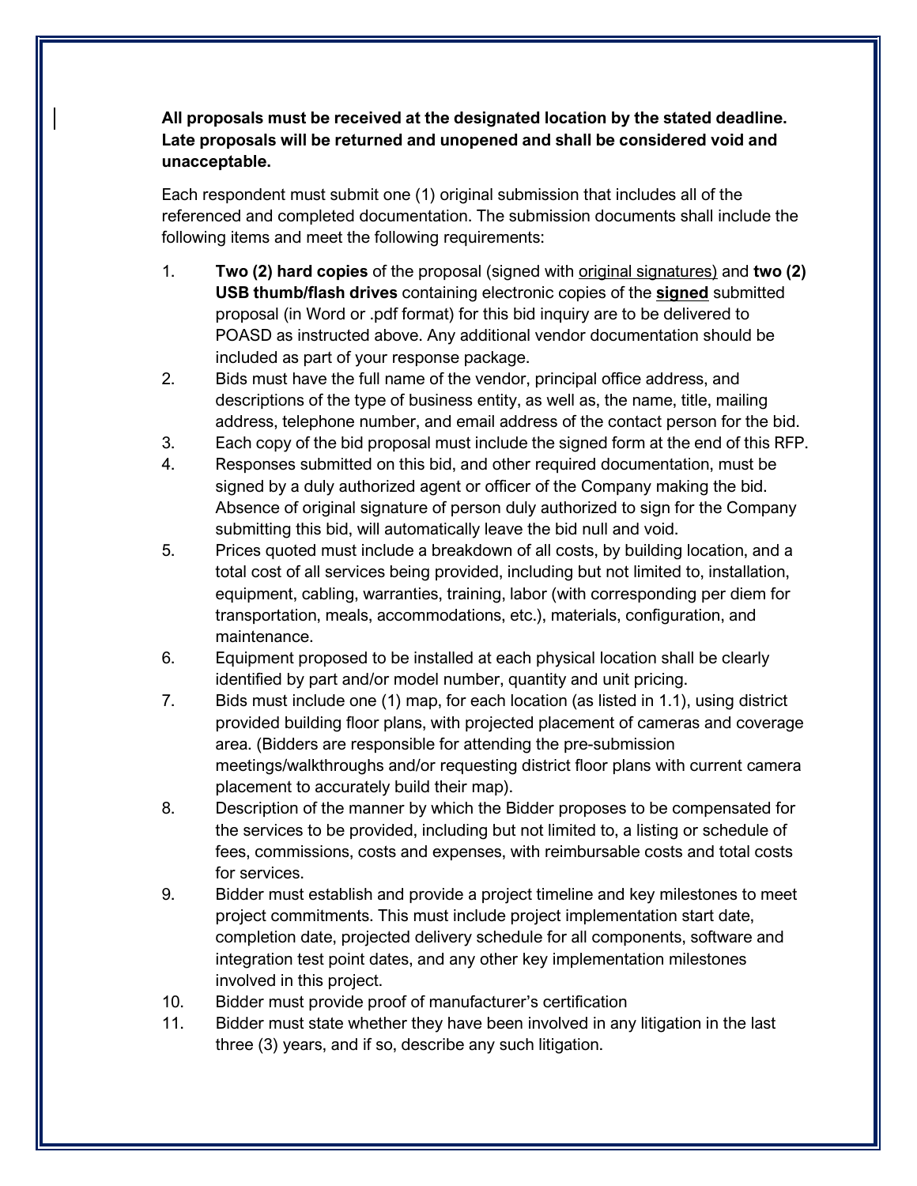**All proposals must be received at the designated location by the stated deadline. Late proposals will be returned and unopened and shall be considered void and unacceptable.**

Each respondent must submit one (1) original submission that includes all of the referenced and completed documentation. The submission documents shall include the following items and meet the following requirements:

1. **Two (2) hard copies** of the proposal (signed with original signatures) and **two (2) USB thumb/flash drives** containing electronic copies of the **signed** submitted proposal (in Word or .pdf format) for this bid inquiry are to be delivered to POASD as instructed above. Any additional vendor documentation should be included as part of your response package.
2. Bids must have the full name of the vendor, principal office address, and descriptions of the type of business entity, as well as, the name, title, mailing address, telephone number, and email address of the contact person for the bid.
3. Each copy of the bid proposal must include the signed form at the end of this RFP.
4. Responses submitted on this bid, and other required documentation, must be signed by a duly authorized agent or officer of the Company making the bid. Absence of original signature of person duly authorized to sign for the Company submitting this bid, will automatically leave the bid null and void.
5. Prices quoted must include a breakdown of all costs, by building location, and a total cost of all services being provided, including but not limited to, installation, equipment, cabling, warranties, training, labor (with corresponding per diem for transportation, meals, accommodations, etc.), materials, configuration, and maintenance.
6. Equipment proposed to be installed at each physical location shall be clearly identified by part and/or model number, quantity and unit pricing.
7. Bids must include one (1) map, for each location (as listed in 1.1), using district provided building floor plans, with projected placement of cameras and coverage area. (Bidders are responsible for attending the pre-submission meetings/walkthroughs and/or requesting district floor plans with current camera placement to accurately build their map).
8. Description of the manner by which the Bidder proposes to be compensated for the services to be provided, including but not limited to, a listing or schedule of fees, commissions, costs and expenses, with reimbursable costs and total costs for services.
9. Bidder must establish and provide a project timeline and key milestones to meet project commitments. This must include project implementation start date, completion date, projected delivery schedule for all components, software and integration test point dates, and any other key implementation milestones involved in this project.
10. Bidder must provide proof of manufacturer's certification
11. Bidder must state whether they have been involved in any litigation in the last three (3) years, and if so, describe any such litigation.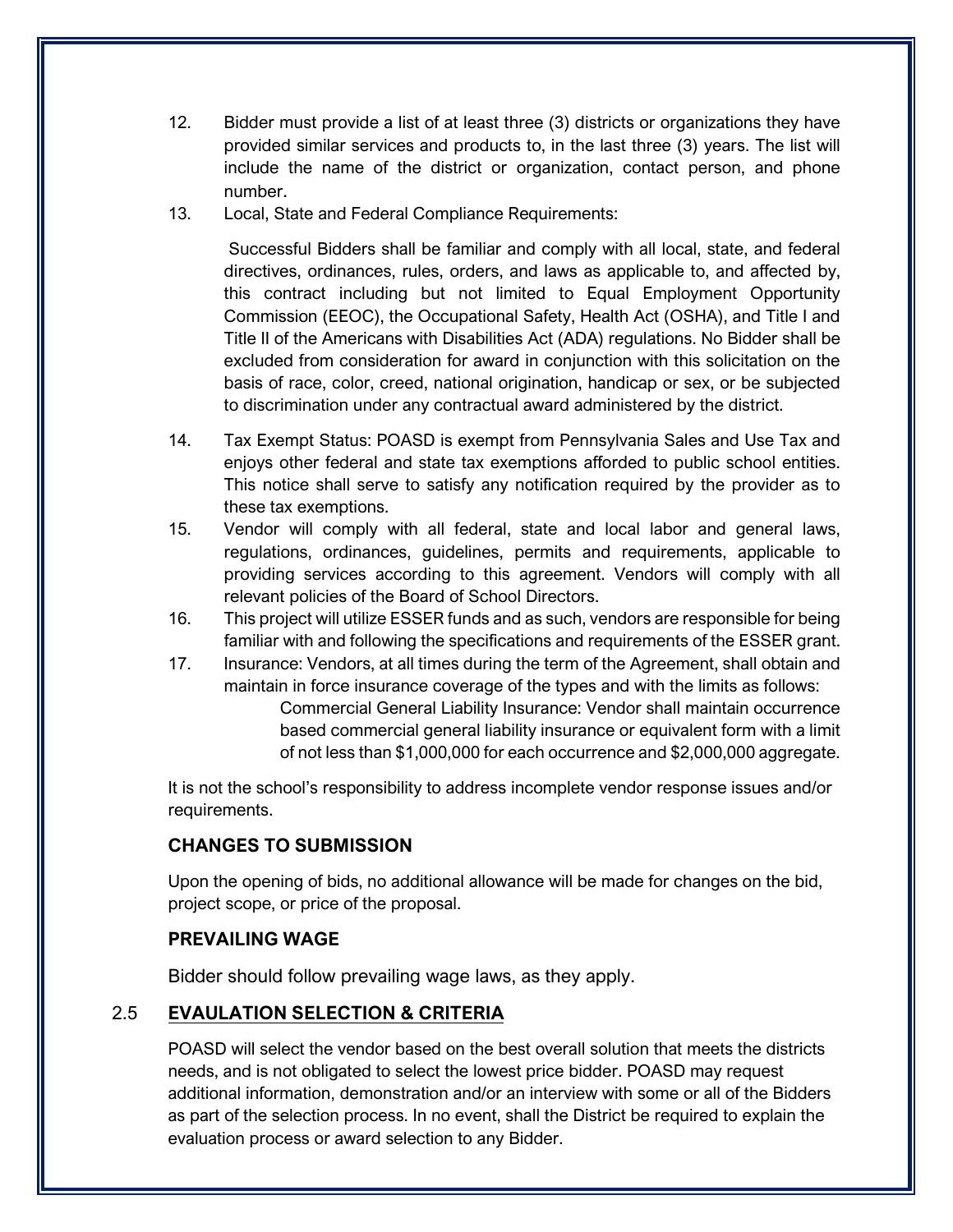12. Bidder must provide a list of at least three (3) districts or organizations they have provided similar services and products to, in the last three (3) years. The list will include the name of the district or organization, contact person, and phone number.
13. Local, State and Federal Compliance Requirements:

    Successful Bidders shall be familiar and comply with all local, state, and federal directives, ordinances, rules, orders, and laws as applicable to, and affected by, this contract including but not limited to Equal Employment Opportunity Commission (EEOC), the Occupational Safety, Health Act (OSHA), and Title I and Title II of the Americans with Disabilities Act (ADA) regulations. No Bidder shall be excluded from consideration for award in conjunction with this solicitation on the basis of race, color, creed, national origination, handicap or sex, or be subjected to discrimination under any contractual award administered by the district.

14. Tax Exempt Status: POASD is exempt from Pennsylvania Sales and Use Tax and enjoys other federal and state tax exemptions afforded to public school entities. This notice shall serve to satisfy any notification required by the provider as to these tax exemptions.
15. Vendor will comply with all federal, state and local labor and general laws, regulations, ordinances, guidelines, permits and requirements, applicable to providing services according to this agreement. Vendors will comply with all relevant policies of the Board of School Directors.
16. This project will utilize ESSER funds and as such, vendors are responsible for being familiar with and following the specifications and requirements of the ESSER grant.
17. Insurance: Vendors, at all times during the term of the Agreement, shall obtain and maintain in force insurance coverage of the types and with the limits as follows:

    Commercial General Liability Insurance: Vendor shall maintain occurrence based commercial general liability insurance or equivalent form with a limit of not less than $1,000,000 for each occurrence and $2,000,000 aggregate.

It is not the school's responsibility to address incomplete vendor response issues and/or requirements.

### CHANGES TO SUBMISSION

Upon the opening of bids, no additional allowance will be made for changes on the bid, project scope, or price of the proposal.

### PREVAILING WAGE

Bidder should follow prevailing wage laws, as they apply.

## 2.5 EVAULATION SELECTION & CRITERIA

POASD will select the vendor based on the best overall solution that meets the districts needs, and is not obligated to select the lowest price bidder. POASD may request additional information, demonstration and/or an interview with some or all of the Bidders as part of the selection process. In no event, shall the District be required to explain the evaluation process or award selection to any Bidder.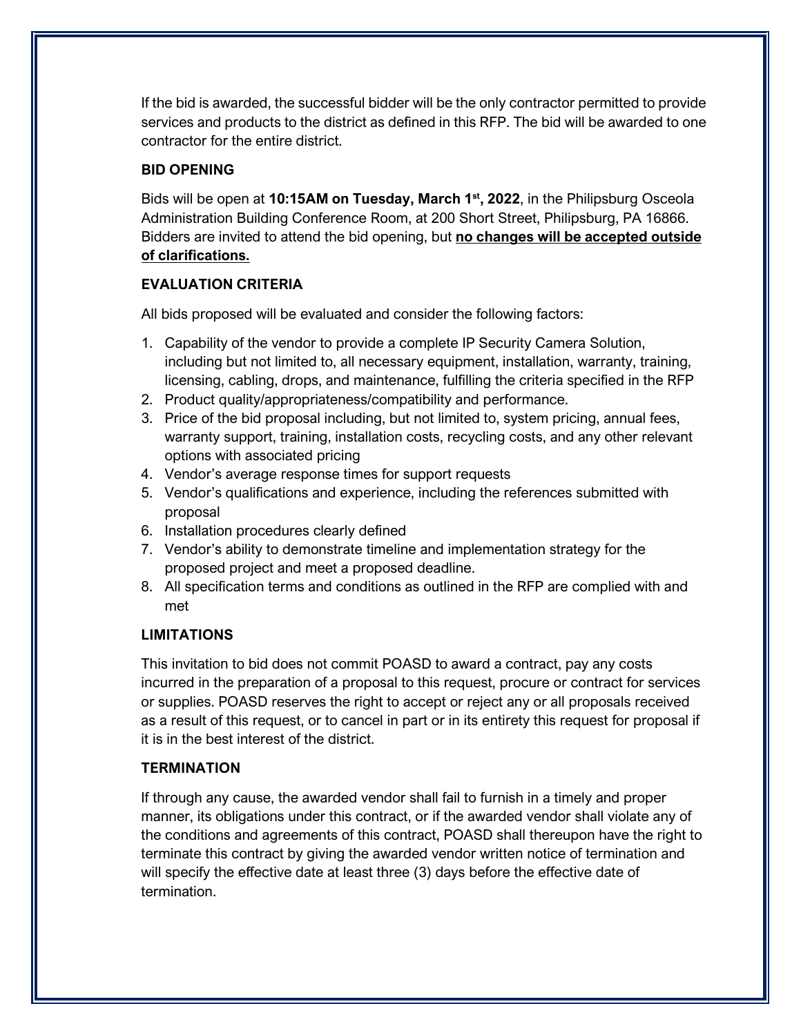If the bid is awarded, the successful bidder will be the only contractor permitted to provide services and products to the district as defined in this RFP. The bid will be awarded to one contractor for the entire district.

### BID OPENING

Bids will be open at **10:15AM on Tuesday, March 1st, 2022**, in the Philipsburg Osceola Administration Building Conference Room, at 200 Short Street, Philipsburg, PA 16866. Bidders are invited to attend the bid opening, but **no changes will be accepted outside of clarifications.**

### EVALUATION CRITERIA

All bids proposed will be evaluated and consider the following factors:

1. Capability of the vendor to provide a complete IP Security Camera Solution, including but not limited to, all necessary equipment, installation, warranty, training, licensing, cabling, drops, and maintenance, fulfilling the criteria specified in the RFP
2. Product quality/appropriateness/compatibility and performance.
3. Price of the bid proposal including, but not limited to, system pricing, annual fees, warranty support, training, installation costs, recycling costs, and any other relevant options with associated pricing
4. Vendor's average response times for support requests
5. Vendor's qualifications and experience, including the references submitted with proposal
6. Installation procedures clearly defined
7. Vendor's ability to demonstrate timeline and implementation strategy for the proposed project and meet a proposed deadline.
8. All specification terms and conditions as outlined in the RFP are complied with and met

### LIMITATIONS

This invitation to bid does not commit POASD to award a contract, pay any costs incurred in the preparation of a proposal to this request, procure or contract for services or supplies. POASD reserves the right to accept or reject any or all proposals received as a result of this request, or to cancel in part or in its entirety this request for proposal if it is in the best interest of the district.

### TERMINATION

If through any cause, the awarded vendor shall fail to furnish in a timely and proper manner, its obligations under this contract, or if the awarded vendor shall violate any of the conditions and agreements of this contract, POASD shall thereupon have the right to terminate this contract by giving the awarded vendor written notice of termination and will specify the effective date at least three (3) days before the effective date of termination.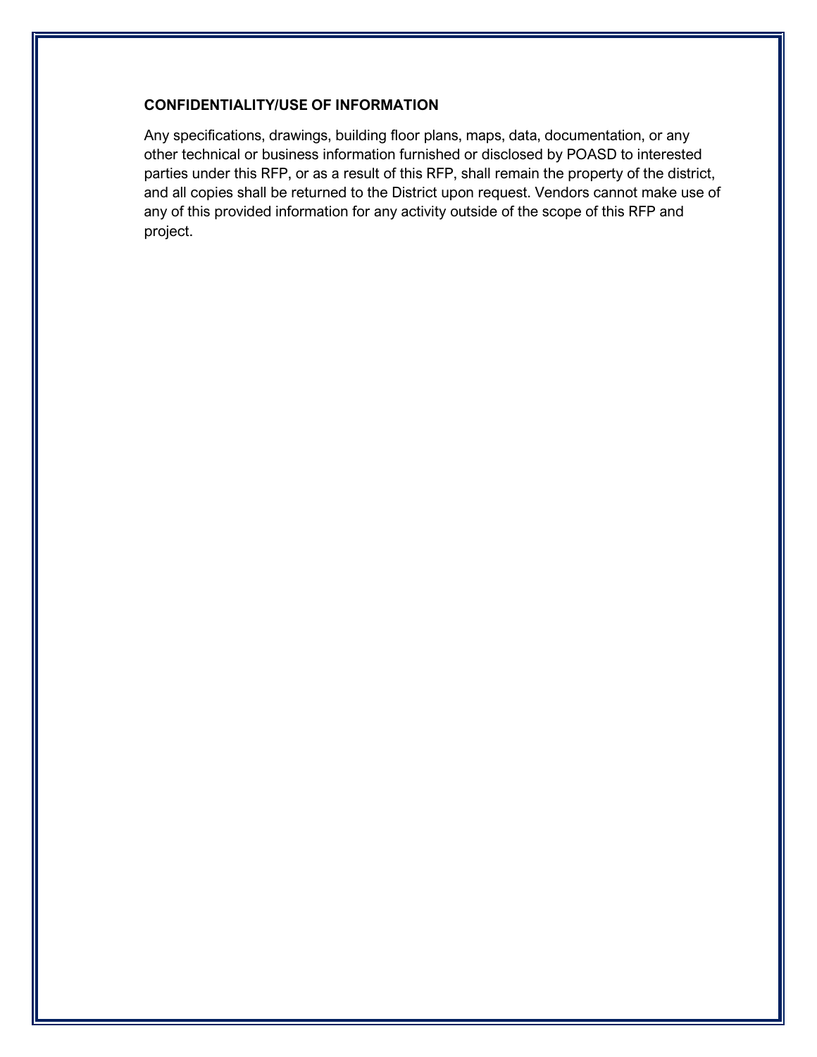**CONFIDENTIALITY/USE OF INFORMATION**

Any specifications, drawings, building floor plans, maps, data, documentation, or any other technical or business information furnished or disclosed by POASD to interested parties under this RFP, or as a result of this RFP, shall remain the property of the district, and all copies shall be returned to the District upon request. Vendors cannot make use of any of this provided information for any activity outside of the scope of this RFP and project.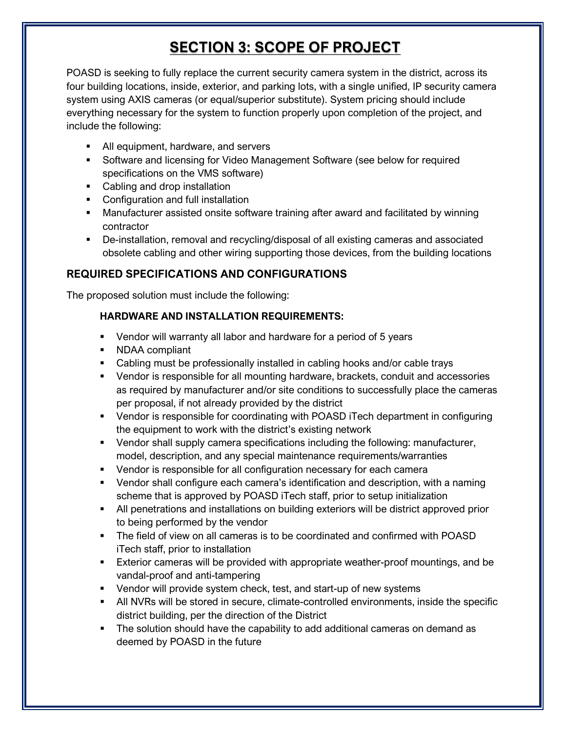# SECTION 3: SCOPE OF PROJECT

POASD is seeking to fully replace the current security camera system in the district, across its four building locations, inside, exterior, and parking lots, with a single unified, IP security camera system using AXIS cameras (or equal/superior substitute). System pricing should include everything necessary for the system to function properly upon completion of the project, and include the following:

- All equipment, hardware, and servers
- Software and licensing for Video Management Software (see below for required specifications on the VMS software)
- Cabling and drop installation
- Configuration and full installation
- Manufacturer assisted onsite software training after award and facilitated by winning contractor
- De-installation, removal and recycling/disposal of all existing cameras and associated obsolete cabling and other wiring supporting those devices, from the building locations

## REQUIRED SPECIFICATIONS AND CONFIGURATIONS

The proposed solution must include the following:

### HARDWARE AND INSTALLATION REQUIREMENTS:

- Vendor will warranty all labor and hardware for a period of 5 years
- NDAA compliant
- Cabling must be professionally installed in cabling hooks and/or cable trays
- Vendor is responsible for all mounting hardware, brackets, conduit and accessories as required by manufacturer and/or site conditions to successfully place the cameras per proposal, if not already provided by the district
- Vendor is responsible for coordinating with POASD iTech department in configuring the equipment to work with the district's existing network
- Vendor shall supply camera specifications including the following: manufacturer, model, description, and any special maintenance requirements/warranties
- Vendor is responsible for all configuration necessary for each camera
- Vendor shall configure each camera's identification and description, with a naming scheme that is approved by POASD iTech staff, prior to setup initialization
- All penetrations and installations on building exteriors will be district approved prior to being performed by the vendor
- The field of view on all cameras is to be coordinated and confirmed with POASD iTech staff, prior to installation
- Exterior cameras will be provided with appropriate weather-proof mountings, and be vandal-proof and anti-tampering
- Vendor will provide system check, test, and start-up of new systems
- All NVRs will be stored in secure, climate-controlled environments, inside the specific district building, per the direction of the District
- The solution should have the capability to add additional cameras on demand as deemed by POASD in the future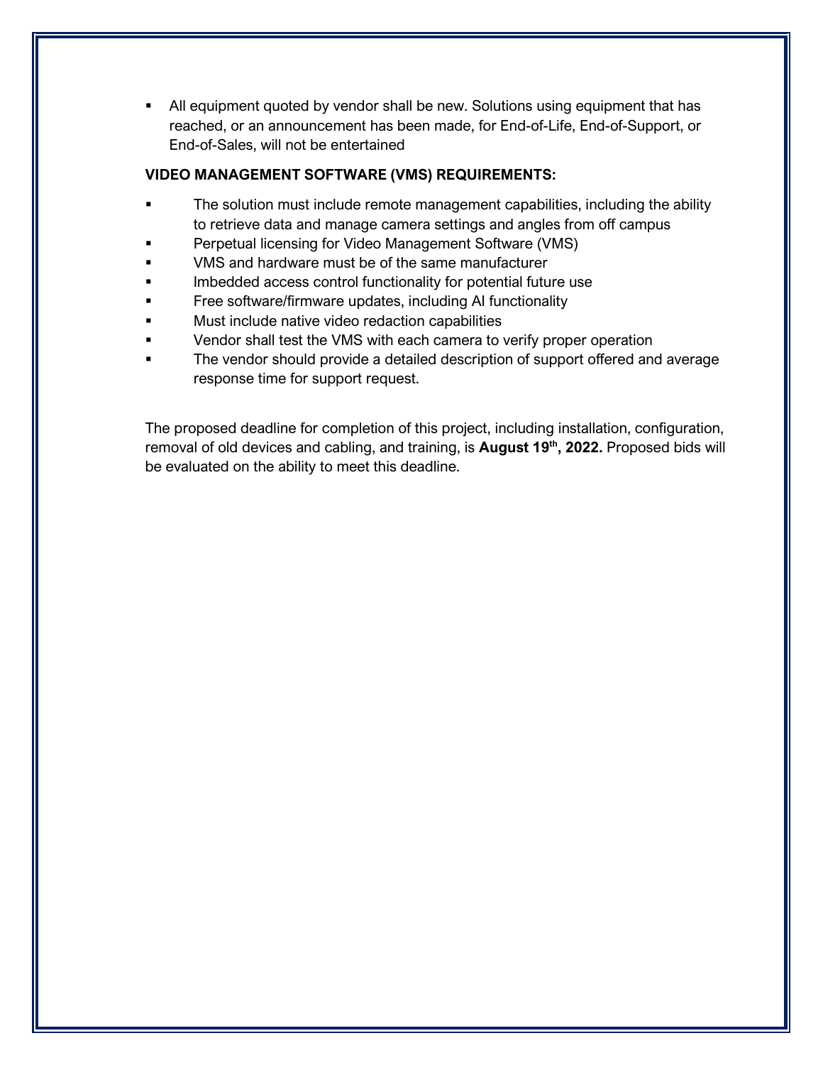- All equipment quoted by vendor shall be new. Solutions using equipment that has reached, or an announcement has been made, for End-of-Life, End-of-Support, or End-of-Sales, will not be entertained

**VIDEO MANAGEMENT SOFTWARE (VMS) REQUIREMENTS:**

- The solution must include remote management capabilities, including the ability to retrieve data and manage camera settings and angles from off campus
- Perpetual licensing for Video Management Software (VMS)
- VMS and hardware must be of the same manufacturer
- Imbedded access control functionality for potential future use
- Free software/firmware updates, including AI functionality
- Must include native video redaction capabilities
- Vendor shall test the VMS with each camera to verify proper operation
- The vendor should provide a detailed description of support offered and average response time for support request.

The proposed deadline for completion of this project, including installation, configuration, removal of old devices and cabling, and training, is **August 19th, 2022.** Proposed bids will be evaluated on the ability to meet this deadline.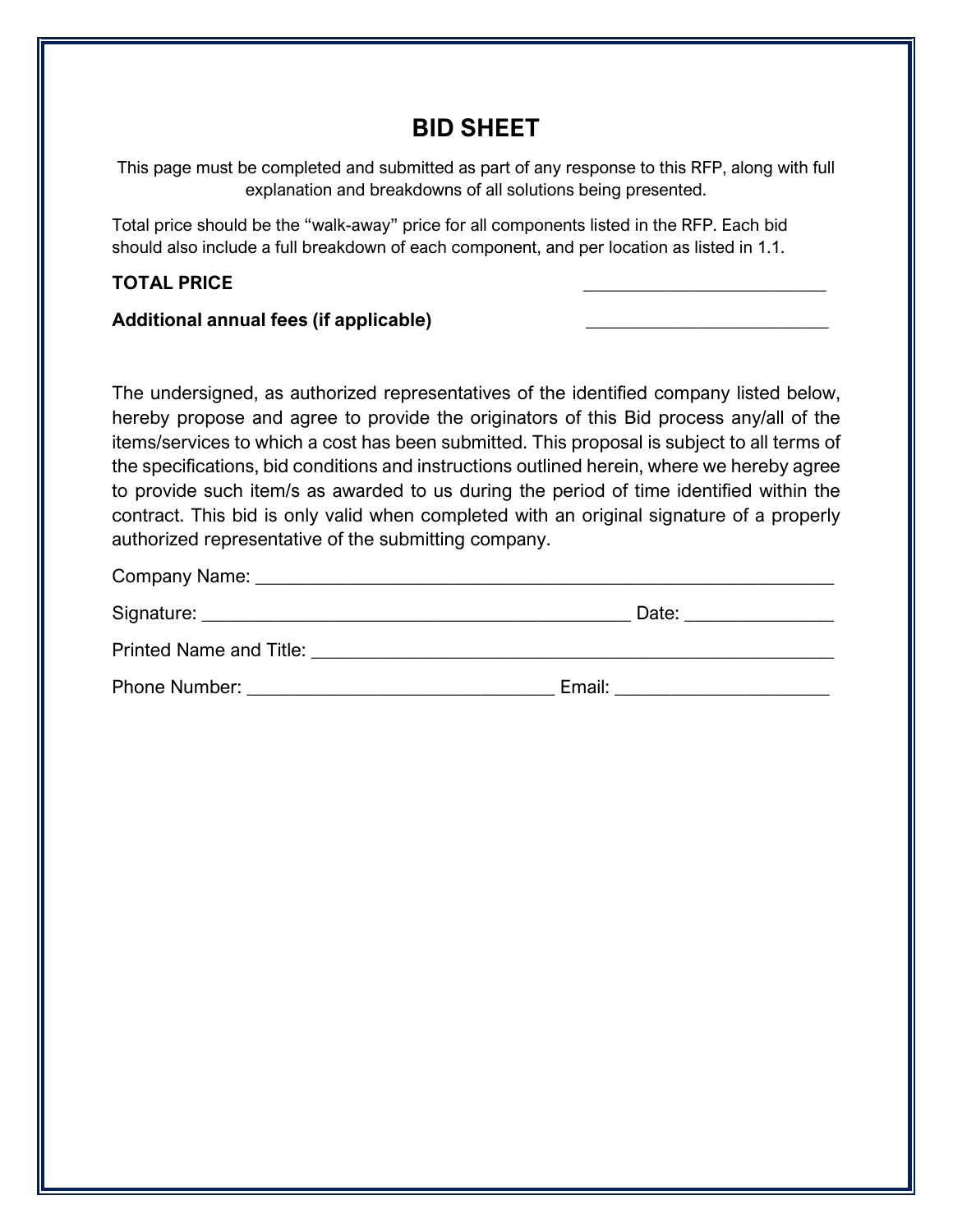# BID SHEET

This page must be completed and submitted as part of any response to this RFP, along with full explanation and breakdowns of all solutions being presented.

Total price should be the "walk-away" price for all components listed in the RFP. Each bid should also include a full breakdown of each component, and per location as listed in 1.1.

**TOTAL PRICE** ________________________

**Additional annual fees (if applicable)** ________________________

The undersigned, as authorized representatives of the identified company listed below, hereby propose and agree to provide the originators of this Bid process any/all of the items/services to which a cost has been submitted. This proposal is subject to all terms of the specifications, bid conditions and instructions outlined herein, where we hereby agree to provide such item/s as awarded to us during the period of time identified within the contract. This bid is only valid when completed with an original signature of a properly authorized representative of the submitting company.

Company Name: ________________________________________________________

Signature: ________________________________________ Date: ______________

Printed Name and Title: __________________________________________________

Phone Number: ______________________________ Email: ____________________